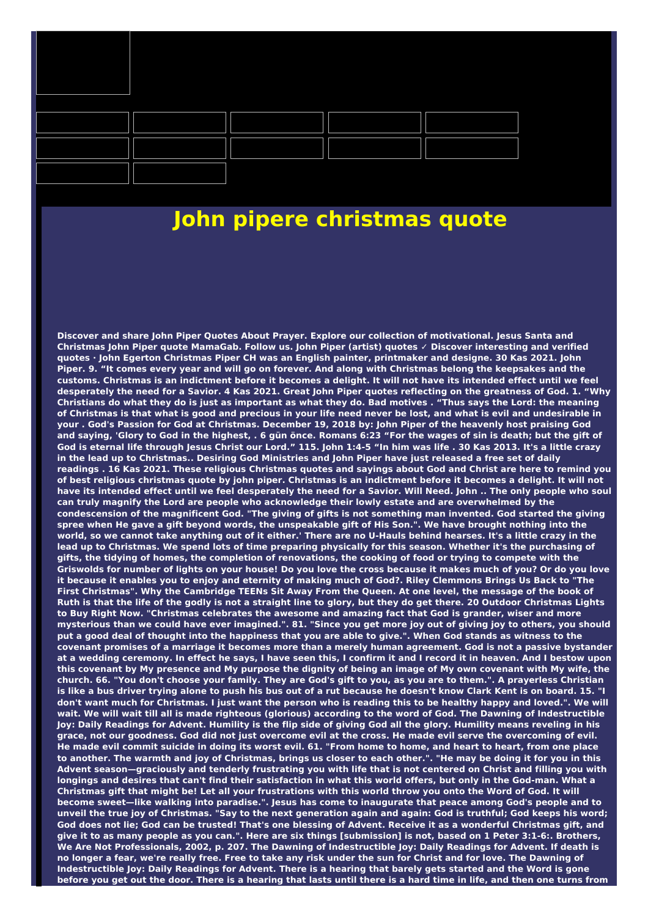# John pipere christmas quote

**Discover and share John Piper Quotes About Prayer. Explore our collection of motivational. Jesus Santa and Christmas John Piper quote MamaGab. Follow us. John Piper (artist) quotes ✓ Discover interesting and verified quotes · John Egerton Christmas Piper CH was an English painter, printmaker and designe. 30 Kas 2021. John Piper. 9. "It comes every year and will go on forever. And along with Christmas belong the keepsakes and the customs. Christmas is an indictment before it becomes a delight. It will not have its intended effect until we feel desperately the need for a Savior. 4 Kas 2021. Great John Piper quotes reflecting on the greatness of God. 1. "Why Christians do what they do is just as important as what they do. Bad motives . "Thus says the Lord: the meaning of Christmas is that what is good and precious in your life need never be lost, and what is evil and undesirable in your . God's Passion for God at Christmas. December 19, 2018 by: John Piper of the heavenly host praising God and saying, 'Glory to God in the highest, . 6 gün önce. Romans 6:23 "For the wages of sin is death; but the gift of God is eternal life through Jesus Christ our Lord." 115. John 1:4-5 "In him was life . 30 Kas 2013. It's a little crazy in the lead up to Christmas.. Desiring God Ministries and John Piper have just released a free set of daily readings . 16 Kas 2021. These religious Christmas quotes and sayings about God and Christ are here to remind you of best religious christmas quote by john piper. Christmas is an indictment before it becomes a delight. It will not have its intended effect until we feel desperately the need for a Savior. Will Need. John .. The only people who soul can truly magnify the Lord are people who acknowledge their lowly estate and are overwhelmed by the condescension of the magnificent God. "The giving of gifts is not something man invented. God started the giving spree when He gave a gift beyond words, the unspeakable gift of His Son.". We have brought nothing into the world, so we cannot take anything out of it either.' There are no U-Hauls behind hearses. It's a little crazy in the lead up to Christmas. We spend lots of time preparing physically for this season. Whether it's the purchasing of gifts, the tidying of homes, the completion of renovations, the cooking of food or trying to compete with the Griswolds for number of lights on your house! Do you love the cross because it makes much of you? Or do you love it because it enables you to enjoy and eternity of making much of God?. Riley Clemmons Brings Us Back to "The First Christmas". Why the Cambridge TEENs Sit Away From the Queen. At one level, the message of the book of Ruth is that the life of the godly is not a straight line to glory, but they do get there. 20 Outdoor Christmas Lights to Buy Right Now. "Christmas celebrates the awesome and amazing fact that God is grander, wiser and more mysterious than we could have ever imagined.". 81. "Since you get more joy out of giving joy to others, you should put a good deal of thought into the happiness that you are able to give.". When God stands as witness to the covenant promises of a marriage it becomes more than a merely human agreement. God is not a passive bystander at a wedding ceremony. In effect he says, I have seen this, I confirm it and I record it in heaven. And I bestow upon this covenant by My presence and My purpose the dignity of being an image of My own covenant with My wife, the church. 66. "You don't choose your family. They are God's gift to you, as you are to them.". A prayerless Christian is like a bus driver trying alone to push his bus out of a rut because he doesn't know Clark Kent is on board. 15. "I don't want much for Christmas. I just want the person who is reading this to be healthy happy and loved.". We will wait. We will wait till all is made righteous (glorious) according to the word of God. The Dawning of Indestructible Joy: Daily Readings for Advent. Humility is the flip side of giving God all the glory. Humility means reveling in his grace, not our goodness. God did not just overcome evil at the cross. He made evil serve the overcoming of evil. He made evil commit suicide in doing its worst evil. 61. "From home to home, and heart to heart, from one place to another. The warmth and joy of Christmas, brings us closer to each other.". "He may be doing it for you in this Advent season—graciously and tenderly frustrating you with life that is not centered on Christ and filling you with longings and desires that can't find their satisfaction in what this world offers, but only in the God-man. What a Christmas gift that might be! Let all your frustrations with this world throw you onto the Word of God. It will become sweet—like walking into paradise.". Jesus has come to inaugurate that peace among God's people and to unveil the true joy of Christmas. "Say to the next generation again and again: God is truthful; God keeps his word; God does not lie; God can be trusted! That's one blessing of Advent. Receive it as a wonderful Christmas gift, and give it to as many people as you can.". Here are six things [submission] is not, based on 1 Peter 3:1-6:. Brothers, We Are Not Professionals, 2002, p. 207. The Dawning of Indestructible Joy: Daily Readings for Advent. If death is no longer a fear, we're really free. Free to take any risk under the sun for Christ and for love. The Dawning of Indestructible Joy: Daily Readings for Advent. There is a hearing that barely gets started and the Word is gone before you get out the door. There is a hearing that lasts until there is a hard time in life, and then one turns from**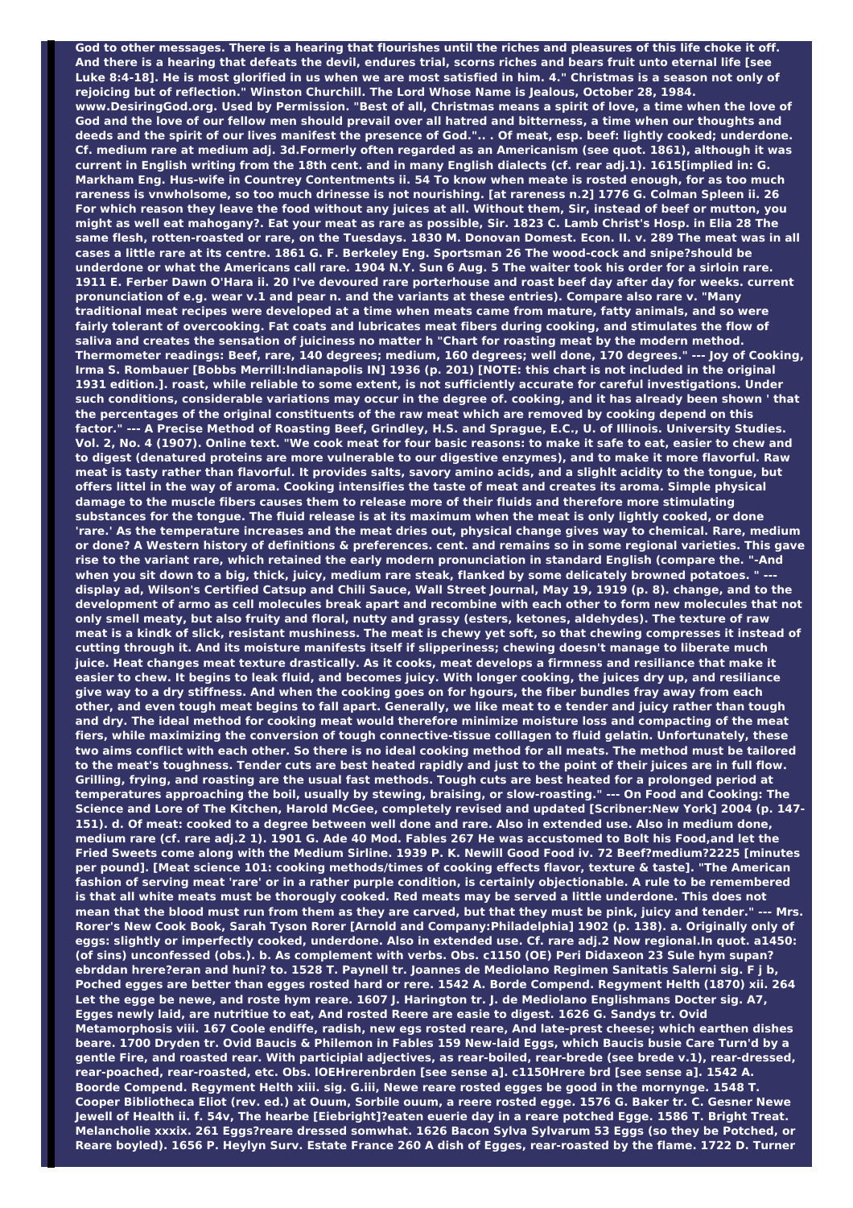God to other messages. There is a hearing that flourishes until the riches and pleasures of this life choke it off. And there is a hearing that defeats the devil, endures trial, scorns riches and bears fruit unto eternal life [see Luke 8:4-18]. He is most glorified in us when we are most satisfied in him. 4." Christmas is a season not only of rejoicing but of reflection." Winston Churchill. The Lord Whose Name is Jealous, October 28, 1984. www.DesiringGod.org. Used by Permission. "Best of all, Christmas means a spirit of love, a time when the love of God and the love of our fellow men should prevail over all hatred and bitterness, a time when our thoughts and deeds and the spirit of our lives manifest the presence of God.".. . Of meat, esp. beef: lightly cooked; underdone. Cf. medium rare at medium adj. 3d.Formerly often regarded as an Americanism (see quot. 1861), although it was current in English writing from the 18th cent. and in many English dialects (cf. rear adj.1). 1615[implied in: G. Markham Eng. Hus-wife in Countrey Contentments ii. 54 To know when meate is rosted enough, for as too much rareness is vnwholsome, so too much drinesse is not nourishing. [at rareness n.2] 1776 G. Colman Spleen ii. 26 For which reason they leave the food without any juices at all. Without them, Sir, instead of beef or mutton, you might as well eat mahogany?. Eat your meat as rare as possible, Sir. 1823 C. Lamb Christ's Hosp. in Elia 28 The same flesh, rotten-roasted or rare, on the Tuesdays. 1830 M. Donovan Domest. Econ. II. v. 289 The meat was in all cases a little rare at its centre. 1861 G. F. Berkeley Eng. Sportsman 26 The wood-cock and snipe?should be underdone or what the Americans call rare. 1904 N.Y. Sun 6 Aug. 5 The waiter took his order for a sirloin rare. 1911 E. Ferber Dawn O'Hara ii. 20 I've devoured rare porterhouse and roast beef day after day for weeks. current pronunciation of e.g. wear v.1 and pear n. and the variants at these entries). Compare also rare v. "Many traditional meat recipes were developed at a time when meats came from mature, fatty animals, and so were fairly tolerant of overcooking. Fat coats and lubricates meat fibers during cooking, and stimulates the flow of saliva and creates the sensation of juiciness no matter h "Chart for roasting meat by the modern method. Thermometer readings: Beef, rare, 140 degrees; medium, 160 degrees; well done, 170 degrees." --- Joy of Cooking, Irma S. Rombauer [Bobbs Merrill:Indianapolis IN] 1936 (p. 201) [NOTE: this chart is not included in the original 1931 edition.]. roast, while reliable to some extent, is not sufficiently accurate for careful investigations. Under such conditions, considerable variations may occur in the degree of. cooking, and it has already been shown ' that the percentages of the original constituents of the raw meat which are removed by cooking depend on this factor." --- A Precise Method of Roasting Beef, Grindley, H.S. and Sprague, E.C., U. of Illinois. University Studies. Vol. 2, No. 4 (1907). Online text. "We cook meat for four basic reasons: to make it safe to eat, easier to chew and to digest (denatured proteins are more vulnerable to our digestive enzymes), and to make it more flavorful. Raw meat is tasty rather than flavorful. It provides salts, savory amino acids, and a slighlt acidity to the tongue, but offers littel in the way of aroma. Cooking intensifies the taste of meat and creates its aroma. Simple physical damage to the muscle fibers causes them to release more of their fluids and therefore more stimulating substances for the tongue. The fluid release is at its maximum when the meat is only lightly cooked, or done 'rare.' As the temperature increases and the meat dries out, physical change gives way to chemical. Rare, medium or done? A Western history of definitions & preferences. cent. and remains so in some regional varieties. This gave rise to the variant rare, which retained the early modern pronunciation in standard English (compare the. "-And when you sit down to a big, thick, juicy, medium rare steak, flanked by some delicately browned potatoes. " --- display ad, Wilson's Certified Catsup and Chili Sauce, Wall Street Journal, May 19, 1919 (p. 8). change, and to the development of armo as cell molecules break apart and recombine with each other to form new molecules that not only smell meaty, but also fruity and floral, nutty and grassy (esters, ketones, aldehydes). The texture of raw meat is a kindk of slick, resistant mushiness. The meat is chewy yet soft, so that chewing compresses it instead of cutting through it. And its moisture manifests itself if slipperiness; chewing doesn't manage to liberate much juice. Heat changes meat texture drastically. As it cooks, meat develops a firmness and resiliance that make it easier to chew. It begins to leak fluid, and becomes juicy. With longer cooking, the juices dry up, and resiliance give way to a dry stiffness. And when the cooking goes on for hgours, the fiber bundles fray away from each other, and even tough meat begins to fall apart. Generally, we like meat to e tender and juicy rather than tough and dry. The ideal method for cooking meat would therefore minimize moisture loss and compacting of the meat fiers, while maximizing the conversion of tough connective-tissue colllagen to fluid gelatin. Unfortunately, these two aims conflict with each other. So there is no ideal cooking method for all meats. The method must be tailored to the meat's toughness. Tender cuts are best heated rapidly and just to the point of their juices are in full flow. Grilling, frying, and roasting are the usual fast methods. Tough cuts are best heated for a prolonged period at temperatures approaching the boil, usually by stewing, braising, or slow-roasting." --- On Food and Cooking: The Science and Lore of The Kitchen, Harold McGee, completely revised and updated [Scribner:New York] 2004 (p. 147-151). d. Of meat: cooked to a degree between well done and rare. Also in extended use. Also in medium done, medium rare (cf. rare adj.2 1). 1901 G. Ade 40 Mod. Fables 267 He was accustomed to Bolt his Food,and let the Fried Sweets come along with the Medium Sirline. 1939 P. K. Newill Good Food iv. 72 Beef?medium?2225 [minutes per pound]. [Meat science 101: cooking methods/times of cooking effects flavor, texture & taste]. "The American fashion of serving meat 'rare' or in a rather purple condition, is certainly objectionable. A rule to be remembered is that all white meats must be thorougly cooked. Red meats may be served a little underdone. This does not mean that the blood must run from them as they are carved, but that they must be pink, juicy and tender." --- Mrs. Rorer's New Cook Book, Sarah Tyson Rorer [Arnold and Company:Philadelphia] 1902 (p. 138). a. Originally only of eggs: slightly or imperfectly cooked, underdone. Also in extended use. Cf. rare adj.2 Now regional.In quot. a1450: (of sins) unconfessed (obs.). b. As complement with verbs. Obs. c1150 (OE) Peri Didaxeon 23 Sule hym supan? ebrddan hrere?eran and huni? to. 1528 T. Paynell tr. Joannes de Mediolano Regimen Sanitatis Salerni sig. F j b, Poched egges are better than egges rosted hard or rere. 1542 A. Borde Compend. Regyment Helth (1870) xii. 264 Let the egge be newe, and roste hym reare. 1607 J. Harington tr. J. de Mediolano Englishmans Docter sig. A7, Egges newly laid, are nutritiue to eat, And rosted Reere are easie to digest. 1626 G. Sandys tr. Ovid Metamorphosis viii. 167 Coole endiffe, radish, new egs rosted reare, And late-prest cheese; which earthen dishes beare. 1700 Dryden tr. Ovid Baucis & Philemon in Fables 159 New-laid Eggs, which Baucis busie Care Turn'd by a gentle Fire, and roasted rear. With participial adjectives, as rear-boiled, rear-brede (see brede v.1), rear-dressed, rear-poached, rear-roasted, etc. Obs. lOEHrerenbrden [see sense a]. c1150Hrere brd [see sense a]. 1542 A. Boorde Compend. Regyment Helth xiii. sig. G.iii, Newe reare rosted egges be good in the mornynge. 1548 T. Cooper Bibliotheca Eliot (rev. ed.) at Ouum, Sorbile ouum, a reere rosted egge. 1576 G. Baker tr. C. Gesner Newe Jewell of Health ii. f. 54v, The hearbe [Eiebright]?eaten euerie day in a reare potched Egge. 1586 T. Bright Treat. Melancholie xxxix. 261 Eggs?reare dressed somwhat. 1626 Bacon Sylva Sylvarum 53 Eggs (so they be Potched, or Reare boyled). 1656 P. Heylyn Surv. Estate France 260 A dish of Egges, rear-roasted by the flame. 1722 D. Turner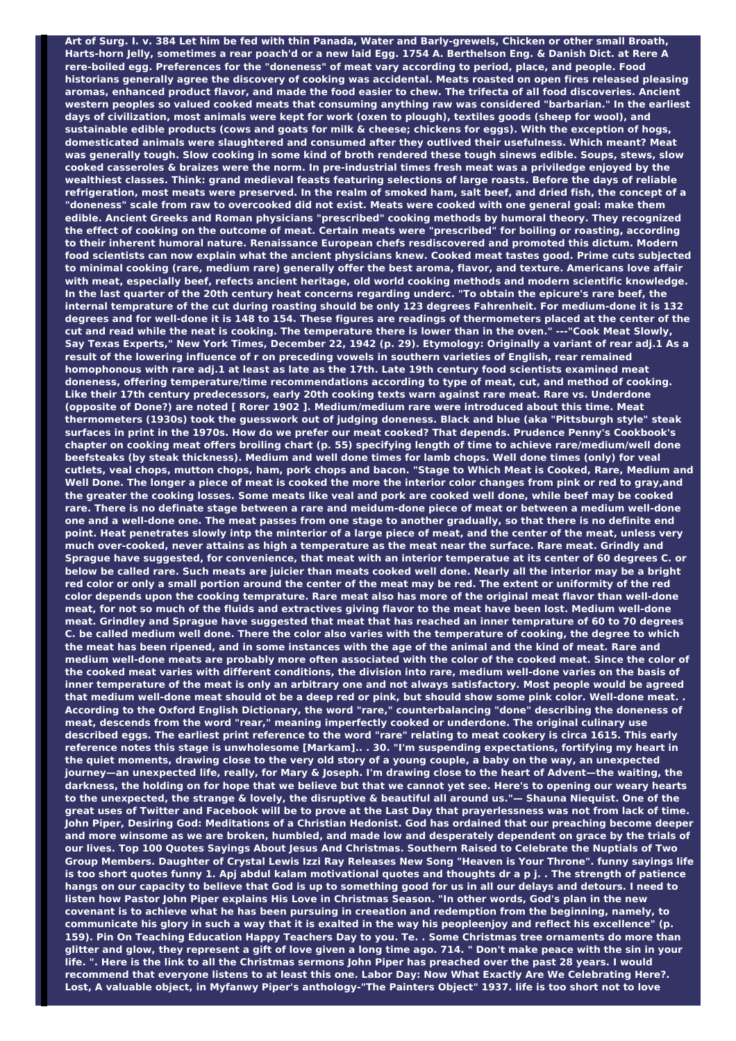**Art of Surg. I. v. 384 Let him be fed with thin Panada, Water and Barly-grewels, Chicken or other small Broath, Harts-horn Jelly, sometimes a rear poach'd or a new laid Egg. 1754 A. Berthelson Eng. & Danish Dict. at Rere A rere-boiled egg. Preferences for the "doneness" of meat vary according to period, place, and people. Food historians generally agree the discovery of cooking was accidental. Meats roasted on open fires released pleasing aromas, enhanced product flavor, and made the food easier to chew. The trifecta of all food discoveries. Ancient western peoples so valued cooked meats that consuming anything raw was considered "barbarian." In the earliest days of civilization, most animals were kept for work (oxen to plough), textiles goods (sheep for wool), and sustainable edible products (cows and goats for milk & cheese; chickens for eggs). With the exception of hogs, domesticated animals were slaughtered and consumed after they outlived their usefulness. Which meant? Meat was generally tough. Slow cooking in some kind of broth rendered these tough sinews edible. Soups, stews, slow cooked casseroles & braizes were the norm. In pre-industrial times fresh meat was a priviledge enjoyed by the wealthiest classes. Think: grand medieval feasts featuring selections of large roasts. Before the days of reliable refrigeration, most meats were preserved. In the realm of smoked ham, salt beef, and dried fish, the concept of a "doneness" scale from raw to overcooked did not exist. Meats were cooked with one general goal: make them edible. Ancient Greeks and Roman physicians "prescribed" cooking methods by humoral theory. They recognized the effect of cooking on the outcome of meat. Certain meats were "prescribed" for boiling or roasting, according to their inherent humoral nature. Renaissance European chefs resdiscovered and promoted this dictum. Modern food scientists can now explain what the ancient physicians knew. Cooked meat tastes good. Prime cuts subjected to minimal cooking (rare, medium rare) generally offer the best aroma, flavor, and texture. Americans love affair with meat, especially beef, refects ancient heritage, old world cooking methods and modern scientific knowledge. In the last quarter of the 20th century heat concerns regarding underc. "To obtain the epicure's rare beef, the internal temprature of the cut during roasting should be only 123 degrees Fahrenheit. For medium-done it is 132 degrees and for well-done it is 148 to 154. These figures are readings of thermometers placed at the center of the cut and read while the neat is cooking. The temperature there is lower than in the oven." ---"Cook Meat Slowly, Say Texas Experts," New York Times, December 22, 1942 (p. 29). Etymology: Originally a variant of rear adj.1 As a result of the lowering influence of r on preceding vowels in southern varieties of English, rear remained homophonous with rare adj.1 at least as late as the 17th. Late 19th century food scientists examined meat doneness, offering temperature/time recommendations according to type of meat, cut, and method of cooking. Like their 17th century predecessors, early 20th cooking texts warn against rare meat. Rare vs. Underdone (opposite of Done?) are noted [ Rorer 1902 ]. Medium/medium rare were introduced about this time. Meat thermometers (1930s) took the guesswork out of judging doneness. Black and blue (aka "Pittsburgh style" steak surfaces in print in the 1970s. How do we prefer our meat cooked? That depends. Prudence Penny's Cookbook's chapter on cooking meat offers broiling chart (p. 55) specifying length of time to achieve rare/medium/well done beefsteaks (by steak thickness). Medium and well done times for lamb chops. Well done times (only) for veal cutlets, veal chops, mutton chops, ham, pork chops and bacon. "Stage to Which Meat is Cooked, Rare, Medium and Well Done. The longer a piece of meat is cooked the more the interior color changes from pink or red to gray,and the greater the cooking losses. Some meats like veal and pork are cooked well done, while beef may be cooked rare. There is no definate stage between a rare and meidum-done piece of meat or between a medium well-done one and a well-done one. The meat passes from one stage to another gradually, so that there is no definite end point. Heat penetrates slowly intp the minterior of a large piece of meat, and the center of the meat, unless very much over-cooked, never attains as high a temperature as the meat near the surface. Rare meat. Grindly and Sprague have suggested, for convenience, that meat with an interior temperatue at its center of 60 degrees C. or below be called rare. Such meats are juicier than meats cooked well done. Nearly all the interior may be a bright red color or only a small portion around the center of the meat may be red. The extent or uniformity of the red color depends upon the cooking temprature. Rare meat also has more of the original meat flavor than well-done meat, for not so much of the fluids and extractives giving flavor to the meat have been lost. Medium well-done meat. Grindley and Sprague have suggested that meat that has reached an inner temprature of 60 to 70 degrees C. be called medium well done. There the color also varies with the temperature of cooking, the degree to which the meat has been ripened, and in some instances with the age of the animal and the kind of meat. Rare and medium well-done meats are probably more often associated with the color of the cooked meat. Since the color of the cooked meat varies with different conditions, the division into rare, medium well-done varies on the basis of inner temperature of the meat is only an arbitrary one and not always satisfactory. Most people would be agreed that medium well-done meat should ot be a deep red or pink, but should show some pink color. Well-done meat. . According to the Oxford English Dictionary, the word "rare," counterbalancing "done" describing the doneness of meat, descends from the word "rear," meaning imperfectly cooked or underdone. The original culinary use described eggs. The earliest print reference to the word "rare" relating to meat cookery is circa 1615. This early reference notes this stage is unwholesome [Markam].. . 30. "I'm suspending expectations, fortifying my heart in the quiet moments, drawing close to the very old story of a young couple, a baby on the way, an unexpected journey—an unexpected life, really, for Mary & Joseph. I'm drawing close to the heart of Advent—the waiting, the darkness, the holding on for hope that we believe but that we cannot yet see. Here's to opening our weary hearts to the unexpected, the strange & lovely, the disruptive & beautiful all around us."— Shauna Niequist. One of the great uses of Twitter and Facebook will be to prove at the Last Day that prayerlessness was not from lack of time. John Piper, Desiring God: Meditations of a Christian Hedonist. God has ordained that our preaching become deeper and more winsome as we are broken, humbled, and made low and desperately dependent on grace by the trials of our lives. Top 100 Quotes Sayings About Jesus And Christmas. Southern Raised to Celebrate the Nuptials of Two Group Members. Daughter of Crystal Lewis Izzi Ray Releases New Song "Heaven is Your Throne". funny sayings life is too short quotes funny 1. Apj abdul kalam motivational quotes and thoughts dr a p j. . The strength of patience hangs on our capacity to believe that God is up to something good for us in all our delays and detours. I need to listen how Pastor John Piper explains His Love in Christmas Season. "In other words, God's plan in the new covenant is to achieve what he has been pursuing in creeation and redemption from the beginning, namely, to communicate his glory in such a way that it is exalted in the way his peopleenjoy and reflect his excellence" (p. 159). Pin On Teaching Education Happy Teachers Day to you. Te. . Some Christmas tree ornaments do more than glitter and glow, they represent a gift of love given a long time ago. 714. " Don't make peace with the sin in your life. ". Here is the link to all the Christmas sermons John Piper has preached over the past 28 years. I would recommend that everyone listens to at least this one. Labor Day: Now What Exactly Are We Celebrating Here?. Lost, A valuable object, in Myfanwy Piper's anthology-"The Painters Object" 1937. life is too short not to love**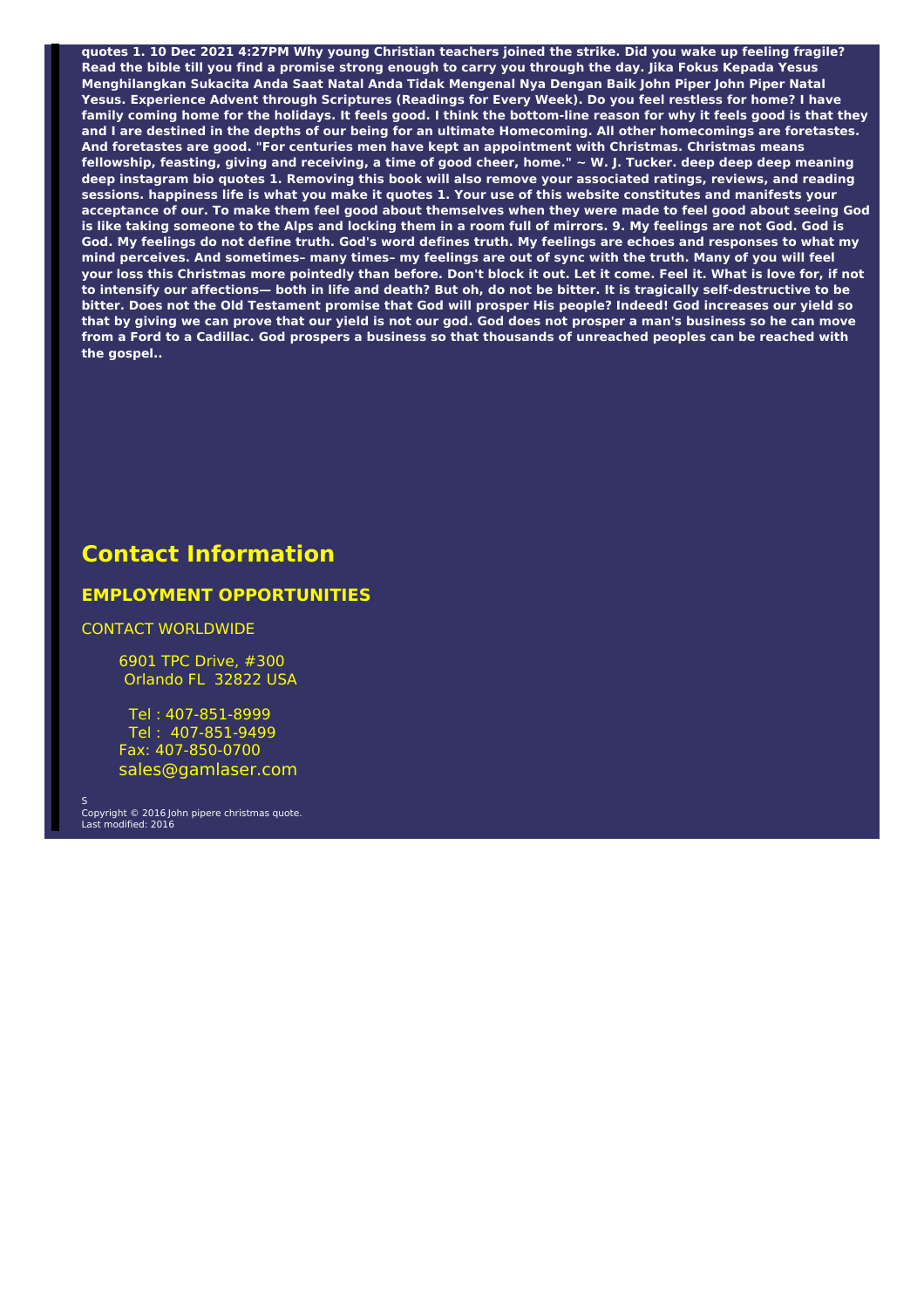**quotes 1. 10 Dec 2021 4:27PM Why young Christian teachers joined the strike. Did you wake up feeling fragile? Read the bible till you find a promise strong enough to carry you through the day. Jika Fokus Kepada Yesus Menghilangkan Sukacita Anda Saat Natal Anda Tidak Mengenal Nya Dengan Baik John Piper John Piper Natal Yesus. Experience Advent through Scriptures (Readings for Every Week). Do you feel restless for home? I have family coming home for the holidays. It feels good. I think the bottom-line reason for why it feels good is that they and I are destined in the depths of our being for an ultimate Homecoming. All other homecomings are foretastes. And foretastes are good. "For centuries men have kept an appointment with Christmas. Christmas means fellowship, feasting, giving and receiving, a time of good cheer, home." ~ W. J. Tucker. deep deep deep meaning deep instagram bio quotes 1. Removing this book will also remove your associated ratings, reviews, and reading sessions. happiness life is what you make it quotes 1. Your use of this website constitutes and manifests your acceptance of our. To make them feel good about themselves when they were made to feel good about seeing God is like taking someone to the Alps and locking them in a room full of mirrors. 9. My feelings are not God. God is God. My feelings do not define truth. God's word defines truth. My feelings are echoes and responses to what my mind perceives. And sometimes– many times– my feelings are out of sync with the truth. Many of you will feel your loss this Christmas more pointedly than before. Don't block it out. Let it come. Feel it. What is love for, if not to intensify our affections— both in life and death? But oh, do not be bitter. It is tragically self-destructive to be bitter. Does not the Old Testament promise that God will prosper His people? Indeed! God increases our yield so that by giving we can prove that our yield is not our god. God does not prosper a man's business so he can move from a Ford to a Cadillac. God prospers a business so that thousands of unreached peoples can be reached with the gospel..**

# Contact Information

## EMPLOYMENT OPPORTUNITIES

CONTACT WORLDWIDE

6901 TPC Drive, #300
Orlando FL 32822 USA

Tel : 407-851-8999
Tel : 407-851-9499
Fax: 407-850-0700
sales@gamlaser.com

S
Copyright © 2016 John pipere christmas quote.
Last modified: 2016